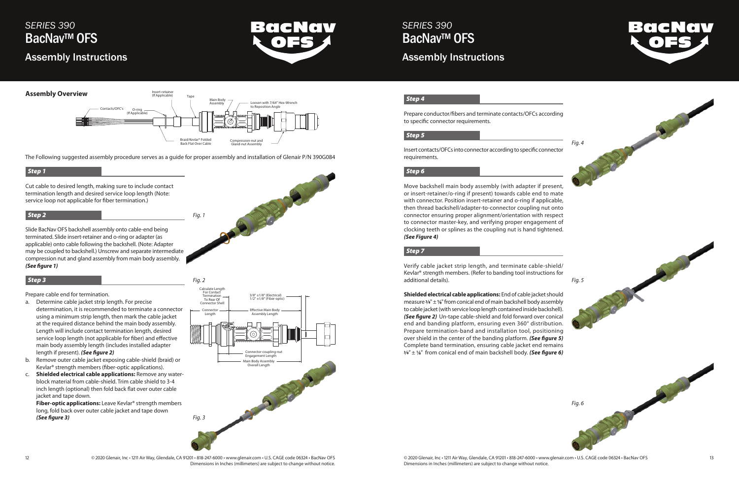# SERIES 390
# BacNav™ OFS
## Assembly Instructions

### Assembly Overview

Insert-retainer (If Applicable)
Tape
Main Body Assembly
Loosen with 7/64" Hex-Wrench to Reposition Angle
Contacts/OFC's
O-ring (If Applicable)
Braid/Kevlar® Folded Back Flat Over Cable
Compression-nut and Gland-nut Assembly

The Following suggested assembly procedure serves as a guide for proper assembly and installation of Glenair P/N 390G084

***Step 1***

Cut cable to desired length, making sure to include contact termination length and desired service loop length (Note: service loop not applicable for fiber termination.)

***Step 2***

Slide BacNav OFS backshell assembly onto cable-end being terminated. Slide insert-retainer and o-ring or adapter (as applicable) onto cable following the backshell. (Note: Adapter may be coupled to backshell.) Unscrew and separate intermediate compression nut and gland assembly from main body assembly. ***(See figure 1)***

*Fig. 1*

***Step 3***

Prepare cable end for termination.

a. Determine cable jacket strip length. For precise determination, it is recommended to terminate a connector using a minimum strip length, then mark the cable jacket at the required distance behind the main body assembly. Length will include contact termination length, desired service loop length (not applicable for fiber) and effective main body assembly length (includes installed adapter length if present). ***(See figure 2)***
b. Remove outer cable jacket exposing cable-shield (braid) or Kevlar® strength members (fiber-optic applications).
c. **Shielded electrical cable applications:** Remove any water-block material from cable-shield. Trim cable shield to 3-4 inch length (optional) then fold back flat over outer cable jacket and tape down.
   **Fiber-optic applications:** Leave Kevlar® strength members long, fold back over outer cable jacket and tape down ***(See figure 3)***

*Fig. 2*

Calculate Length For Contact Termination To Rear Of Connector Shell
3/8" ±1/8" (Electrical)
1/2" ±1/8" (Fiber-optic)
Connector Length
Effective Main Body Assembly Length
Connector-coupling-nut Engagement Length
Main Body Assembly Overall Length

*Fig. 3*

***Step 4***

Prepare conductor/fibers and terminate contacts/OFCs according to specific connector requirements.

***Step 5***

Insert contacts/OFCs into connector according to specific connector requirements.

*Fig. 4*

***Step 6***

Move backshell main body assembly (with adapter if present, or insert-retainer/o-ring if present) towards cable end to mate with connector. Position insert-retainer and o-ring if applicable, then thread backshell/adapter-to-connector coupling nut onto connector ensuring proper alignment/orientation with respect to connector master-key, and verifying proper engagement of clocking teeth or splines as the coupling nut is hand tightened. ***(See Figure 4)***

***Step 7***

Verify cable jacket strip length, and terminate cable-shield/Kevlar® strength members. (Refer to banding tool instructions for additional details).

**Shielded electrical cable applications:** End of cable jacket should measure ⅜" ± ⅛" from conical end of main backshell body assembly to cable jacket (with service loop length contained inside backshell). ***(See figure 2)*** Un-tape cable-shield and fold forward over conical end and banding platform, ensuring even 360° distribution. Prepare termination-band and installation tool, positioning over shield in the center of the banding platform. ***(See figure 5)*** Complete band termination, ensuring cable jacket end remains ⅜" ± ⅛" from conical end of main backshell body. ***(See figure 6)***

*Fig. 5*

*Fig. 6*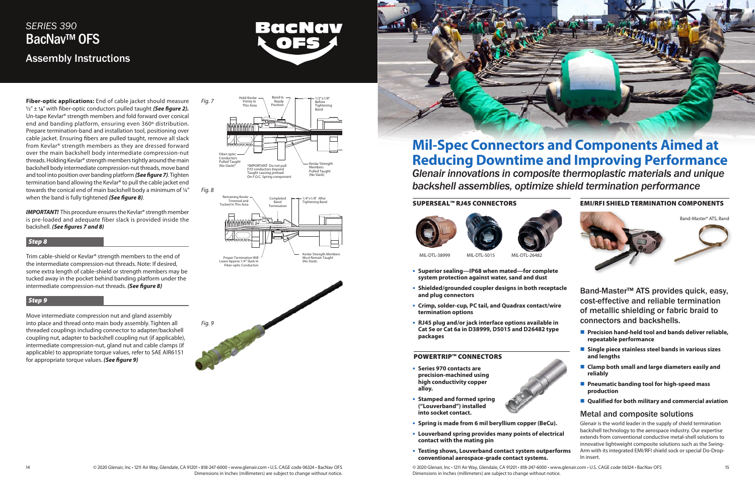## SERIES 390
# BacNav™ OFS
## Assembly Instructions

**Fiber-optic applications:** End of cable jacket should measure ½" ± ⅛" with fiber-optic conductors pulled taught ***(See figure 2).*** Un-tape Kevlar® strength members and fold forward over conical end and banding platform, ensuring even 360º distribution. Prepare termination-band and installation tool, positioning over cable jacket. Ensuring fibers are pulled taught, remove all slack from Kevlar® strength members as they are dressed forward over the main backshell body intermediate compression-nut threads. Holding Kevlar® strength members tightly around the main backshell body intermediate compression-nut threads, move band and tool into position over banding platform ***(See figure 7)***. Tighten termination band allowing the Kevlar® to pull the cable jacket end towards the conical end of main backshell body a minimum of ¼" when the band is fully tightened ***(See figure 8)***.

***IMPORTANT!*** This procedure ensures the Kevlar® strength member is pre-loaded and adequate fiber slack is provided inside the backshell. ***(See figures 7 and 8)***

Fig. 7

Hold Kevlar Firmly In This Area
Band In Ready Position
1/2"±1/8" Before Tightening Band
Fiber-optic Conductors Pulled Taught (No Slack)*
*IMPORTANT: Do not pull F/O conductors beyond Taught causing preload On F.O.C. Spring component
Kevlar Strength Members Pulled Taught (No Slack)

Fig. 8

Remaining Kevlar Trimmed and Tucked In This Area
Completed Band Termination
1/4"±1/8" After Tightening Band
Proper Termination Will Leave Approx 1/4" Slack In Fiber-optic Conductors
Kevlar Strength Members Must Remain Taught (No Slack)

### Step 8

Trim cable-shield or Kevlar® strength members to the end of the intermediate compression-nut threads. Note: If desired, some extra length of cable-shield or strength members may be tucked away in the pocket behind banding platform under the intermediate compression-nut threads. ***(See figure 8)***

### Step 9

Move intermediate compression nut and gland assembly into place and thread onto main body assembly. Tighten all threaded couplings including connector to adapter/backshell coupling nut, adapter to backshell coupling nut (if applicable), intermediate compression-nut, gland nut and cable clamps (if applicable) to appropriate torque values, refer to SAE AIR6151 for appropriate torque values. ***(See figure 9)***

Fig. 9

# Mil-Spec Connectors and Components Aimed at Reducing Downtime and Improving Performance

*Glenair innovations in composite thermoplastic materials and unique backshell assemblies, optimize shield termination performance*

### SUPERSEAL™ RJ45 CONNECTORS

MIL-DTL-38999 MIL-DTL-5015 MIL-DTL-26482

- **Superior sealing—IP68 when mated—for complete system protection against water, sand and dust**
- **Shielded/grounded coupler designs in both receptacle and plug connectors**
- **Crimp, solder-cup, PC tail, and Quadrax contact/wire termination options**
- **RJ45 plug and/or jack interface options available in Cat 5e or Cat 6a in D38999, D5015 and D26482 type packages**

### POWERTRIP™ CONNECTORS

- **Series 970 contacts are precision-machined using high conductivity copper alloy.**
- **Stamped and formed spring ("Louverband") installed into socket contact.**
- **Spring is made from 6 mil beryllium copper (BeCu).**
- **Louverband spring provides many points of electrical contact with the mating pin**
- **Testing shows, Louverband contact system outperforms conventional aerospace-grade contact systems.**

### EMI/RFI SHIELD TERMINATION COMPONENTS

Band-Master® ATS, Band

Band-Master™ ATS provides quick, easy, cost-effective and reliable termination of metallic shielding or fabric braid to connectors and backshells.

- **Precision hand-held tool and bands deliver reliable, repeatable performance**
- **Single piece stainless steel bands in various sizes and lengths**
- **Clamp both small and large diameters easily and reliably**
- **Pneumatic banding tool for high-speed mass production**
- **Qualified for both military and commercial aviation**

### Metal and composite solutions

Glenair is the world leader in the supply of shield termination backshell technology to the aerospace industry. Our expertise extends from conventional conductive metal-shell solutions to innovative lightweight composite solutions such as the Swing-Arm with its integrated EMI/RFI shield sock or special Do-Drop-In insert.